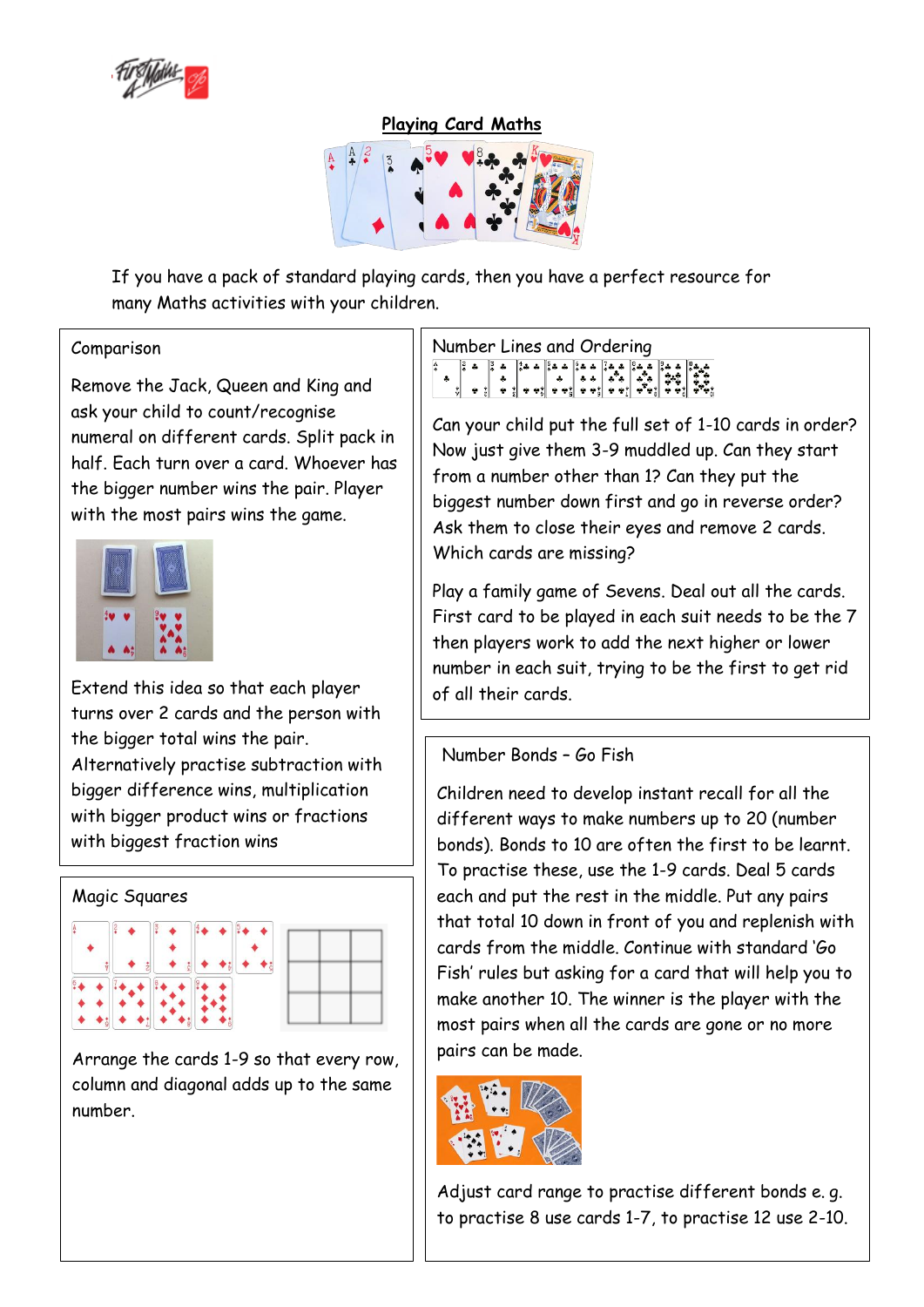# Playing Card Maths

If you have a pack of standard playing cards, then you have a perfect resource for many Maths activities with your children.

## Comparison

Remove the Jack, Queen and King and ask your child to count/recognise numeral on different cards. Split pack in half. Each turn over a card. Whoever has the bigger number wins the pair. Player with the most pairs wins the game.

Extend this idea so that each player turns over 2 cards and the person with the bigger total wins the pair. Alternatively practise subtraction with bigger difference wins, multiplication with bigger product wins or fractions with biggest fraction wins

## Number Lines and Ordering

Can your child put the full set of 1-10 cards in order? Now just give them 3-9 muddled up. Can they start from a number other than 1? Can they put the biggest number down first and go in reverse order? Ask them to close their eyes and remove 2 cards. Which cards are missing?

Play a family game of Sevens. Deal out all the cards. First card to be played in each suit needs to be the 7 then players work to add the next higher or lower number in each suit, trying to be the first to get rid of all their cards.

## Magic Squares

Arrange the cards 1-9 so that every row, column and diagonal adds up to the same number.

## Number Bonds – Go Fish

Children need to develop instant recall for all the different ways to make numbers up to 20 (number bonds). Bonds to 10 are often the first to be learnt. To practise these, use the 1-9 cards. Deal 5 cards each and put the rest in the middle. Put any pairs that total 10 down in front of you and replenish with cards from the middle. Continue with standard 'Go Fish' rules but asking for a card that will help you to make another 10. The winner is the player with the most pairs when all the cards are gone or no more pairs can be made.

Adjust card range to practise different bonds e. g. to practise 8 use cards 1-7, to practise 12 use 2-10.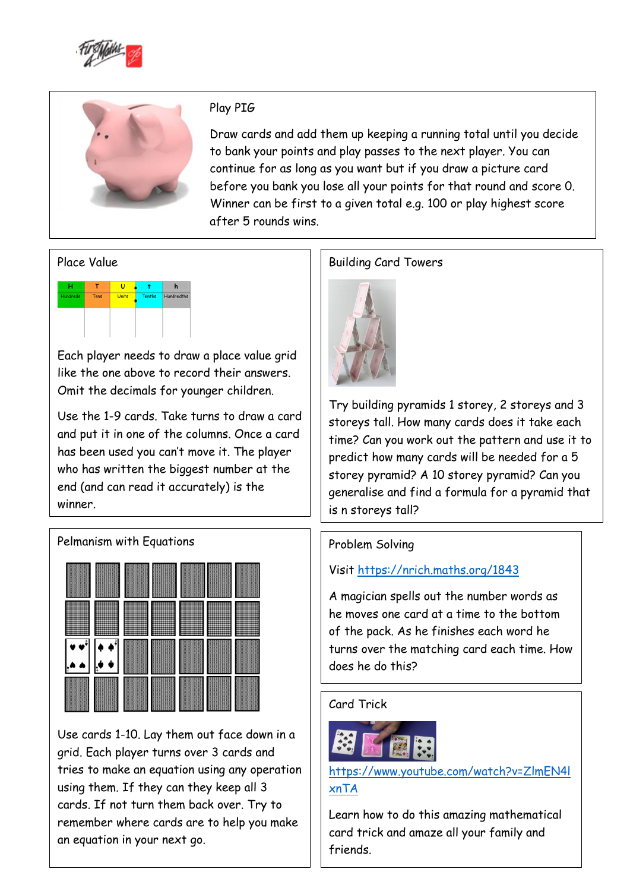## Play PIG

Draw cards and add them up keeping a running total until you decide to bank your points and play passes to the next player. You can continue for as long as you want but if you draw a picture card before you bank you lose all your points for that round and score 0. Winner can be first to a given total e.g. 100 or play highest score after 5 rounds wins.

## Place Value

| H | T | U | t | h |
|---|---|---|---|---|
| Hundreds | Tens | Units | Tenths | Hundredths |
| | | | | |

Each player needs to draw a place value grid like the one above to record their answers. Omit the decimals for younger children.

Use the 1-9 cards. Take turns to draw a card and put it in one of the columns. Once a card has been used you can't move it. The player who has written the biggest number at the end (and can read it accurately) is the winner.

## Building Card Towers

Try building pyramids 1 storey, 2 storeys and 3 storeys tall. How many cards does it take each time? Can you work out the pattern and use it to predict how many cards will be needed for a 5 storey pyramid? A 10 storey pyramid? Can you generalise and find a formula for a pyramid that is n storeys tall?

## Pelmanism with Equations

Use cards 1-10. Lay them out face down in a grid. Each player turns over 3 cards and tries to make an equation using any operation using them. If they can they keep all 3 cards. If not turn them back over. Try to remember where cards are to help you make an equation in your next go.

## Problem Solving

Visit https://nrich.maths.org/1843

A magician spells out the number words as he moves one card at a time to the bottom of the pack. As he finishes each word he turns over the matching card each time. How does he do this?

## Card Trick

https://www.youtube.com/watch?v=ZlmEN4lxnTA

Learn how to do this amazing mathematical card trick and amaze all your family and friends.